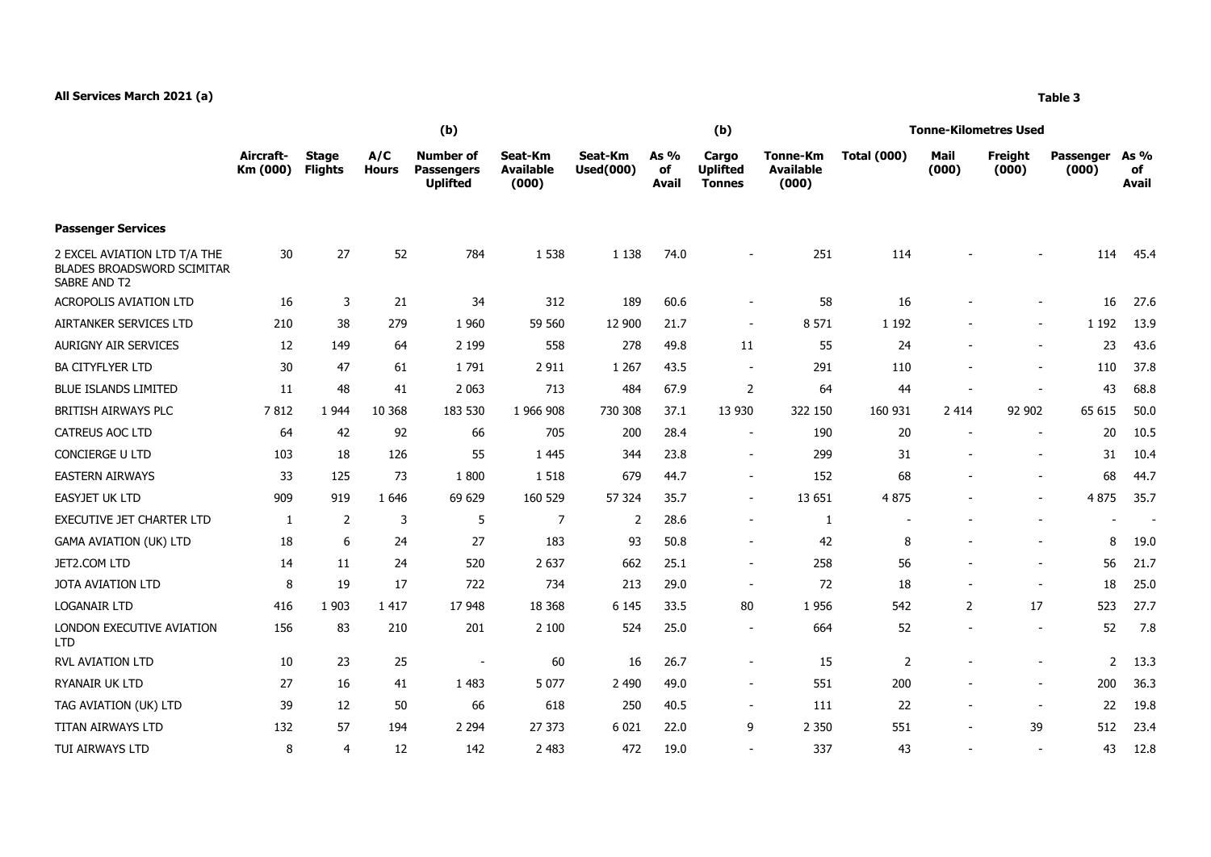**All Services March 2021 (a)**

**Table 3**

| | Aircraft-Km (000) | Stage Flights | A/C Hours | (b) Number of Passengers Uplifted | Seat-Km Available (000) | Seat-Km Used(000) | As % of Avail | (b) Cargo Uplifted Tonnes | Tonne-Km Available (000) | Tonne-Kilometres Used Total (000) | Mail (000) | Freight (000) | Passenger (000) | As % of Avail |
|---|---|---|---|---|---|---|---|---|---|---|---|---|---|---|
| **Passenger Services** | | | | | | | | | | | | | | |
| 2 EXCEL AVIATION LTD T/A THE BLADES BROADSWORD SCIMITAR SABRE AND T2 | 30 | 27 | 52 | 784 | 1 538 | 1 138 | 74.0 | - | 251 | 114 | - | - | 114 | 45.4 |
| ACROPOLIS AVIATION LTD | 16 | 3 | 21 | 34 | 312 | 189 | 60.6 | - | 58 | 16 | - | - | 16 | 27.6 |
| AIRTANKER SERVICES LTD | 210 | 38 | 279 | 1 960 | 59 560 | 12 900 | 21.7 | - | 8 571 | 1 192 | - | - | 1 192 | 13.9 |
| AURIGNY AIR SERVICES | 12 | 149 | 64 | 2 199 | 558 | 278 | 49.8 | 11 | 55 | 24 | - | - | 23 | 43.6 |
| BA CITYFLYER LTD | 30 | 47 | 61 | 1 791 | 2 911 | 1 267 | 43.5 | - | 291 | 110 | - | - | 110 | 37.8 |
| BLUE ISLANDS LIMITED | 11 | 48 | 41 | 2 063 | 713 | 484 | 67.9 | 2 | 64 | 44 | - | - | 43 | 68.8 |
| BRITISH AIRWAYS PLC | 7 812 | 1 944 | 10 368 | 183 530 | 1 966 908 | 730 308 | 37.1 | 13 930 | 322 150 | 160 931 | 2 414 | 92 902 | 65 615 | 50.0 |
| CATREUS AOC LTD | 64 | 42 | 92 | 66 | 705 | 200 | 28.4 | - | 190 | 20 | - | - | 20 | 10.5 |
| CONCIERGE U LTD | 103 | 18 | 126 | 55 | 1 445 | 344 | 23.8 | - | 299 | 31 | - | - | 31 | 10.4 |
| EASTERN AIRWAYS | 33 | 125 | 73 | 1 800 | 1 518 | 679 | 44.7 | - | 152 | 68 | - | - | 68 | 44.7 |
| EASYJET UK LTD | 909 | 919 | 1 646 | 69 629 | 160 529 | 57 324 | 35.7 | - | 13 651 | 4 875 | - | - | 4 875 | 35.7 |
| EXECUTIVE JET CHARTER LTD | 1 | 2 | 3 | 5 | 7 | 2 | 28.6 | - | 1 | - | - | - | - | - |
| GAMA AVIATION (UK) LTD | 18 | 6 | 24 | 27 | 183 | 93 | 50.8 | - | 42 | 8 | - | - | 8 | 19.0 |
| JET2.COM LTD | 14 | 11 | 24 | 520 | 2 637 | 662 | 25.1 | - | 258 | 56 | - | - | 56 | 21.7 |
| JOTA AVIATION LTD | 8 | 19 | 17 | 722 | 734 | 213 | 29.0 | - | 72 | 18 | - | - | 18 | 25.0 |
| LOGANAIR LTD | 416 | 1 903 | 1 417 | 17 948 | 18 368 | 6 145 | 33.5 | 80 | 1 956 | 542 | 2 | 17 | 523 | 27.7 |
| LONDON EXECUTIVE AVIATION LTD | 156 | 83 | 210 | 201 | 2 100 | 524 | 25.0 | - | 664 | 52 | - | - | 52 | 7.8 |
| RVL AVIATION LTD | 10 | 23 | 25 | - | 60 | 16 | 26.7 | - | 15 | 2 | - | - | 2 | 13.3 |
| RYANAIR UK LTD | 27 | 16 | 41 | 1 483 | 5 077 | 2 490 | 49.0 | - | 551 | 200 | - | - | 200 | 36.3 |
| TAG AVIATION (UK) LTD | 39 | 12 | 50 | 66 | 618 | 250 | 40.5 | - | 111 | 22 | - | - | 22 | 19.8 |
| TITAN AIRWAYS LTD | 132 | 57 | 194 | 2 294 | 27 373 | 6 021 | 22.0 | 9 | 2 350 | 551 | - | 39 | 512 | 23.4 |
| TUI AIRWAYS LTD | 8 | 4 | 12 | 142 | 2 483 | 472 | 19.0 | - | 337 | 43 | - | - | 43 | 12.8 |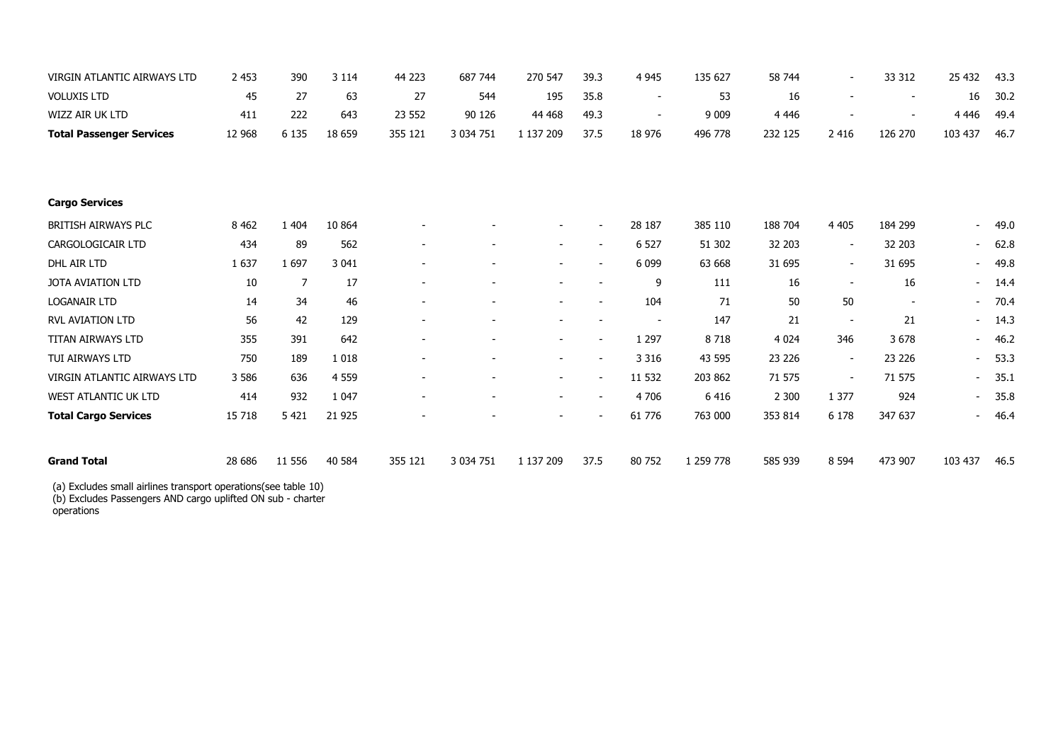| | | | | | | | | | | | | | | |
|---|---|---|---|---|---|---|---|---|---|---|---|---|---|---|
| VIRGIN ATLANTIC AIRWAYS LTD | 2 453 | 390 | 3 114 | 44 223 | 687 744 | 270 547 | 39.3 | 4 945 | 135 627 | 58 744 | - | 33 312 | 25 432 | 43.3 |
| VOLUXIS LTD | 45 | 27 | 63 | 27 | 544 | 195 | 35.8 | - | 53 | 16 | - | - | 16 | 30.2 |
| WIZZ AIR UK LTD | 411 | 222 | 643 | 23 552 | 90 126 | 44 468 | 49.3 | - | 9 009 | 4 446 | - | - | 4 446 | 49.4 |
| **Total Passenger Services** | 12 968 | 6 135 | 18 659 | 355 121 | 3 034 751 | 1 137 209 | 37.5 | 18 976 | 496 778 | 232 125 | 2 416 | 126 270 | 103 437 | 46.7 |
| | | | | | | | | | | | | | | |
| **Cargo Services** | | | | | | | | | | | | | | |
| BRITISH AIRWAYS PLC | 8 462 | 1 404 | 10 864 | - | - | - | - | 28 187 | 385 110 | 188 704 | 4 405 | 184 299 | - | 49.0 |
| CARGOLOGICAIR LTD | 434 | 89 | 562 | - | - | - | - | 6 527 | 51 302 | 32 203 | - | 32 203 | - | 62.8 |
| DHL AIR LTD | 1 637 | 1 697 | 3 041 | - | - | - | - | 6 099 | 63 668 | 31 695 | - | 31 695 | - | 49.8 |
| JOTA AVIATION LTD | 10 | 7 | 17 | - | - | - | - | 9 | 111 | 16 | - | 16 | - | 14.4 |
| LOGANAIR LTD | 14 | 34 | 46 | - | - | - | - | 104 | 71 | 50 | 50 | - | - | 70.4 |
| RVL AVIATION LTD | 56 | 42 | 129 | - | - | - | - | - | 147 | 21 | - | 21 | - | 14.3 |
| TITAN AIRWAYS LTD | 355 | 391 | 642 | - | - | - | - | 1 297 | 8 718 | 4 024 | 346 | 3 678 | - | 46.2 |
| TUI AIRWAYS LTD | 750 | 189 | 1 018 | - | - | - | - | 3 316 | 43 595 | 23 226 | - | 23 226 | - | 53.3 |
| VIRGIN ATLANTIC AIRWAYS LTD | 3 586 | 636 | 4 559 | - | - | - | - | 11 532 | 203 862 | 71 575 | - | 71 575 | - | 35.1 |
| WEST ATLANTIC UK LTD | 414 | 932 | 1 047 | - | - | - | - | 4 706 | 6 416 | 2 300 | 1 377 | 924 | - | 35.8 |
| **Total Cargo Services** | 15 718 | 5 421 | 21 925 | - | - | - | - | 61 776 | 763 000 | 353 814 | 6 178 | 347 637 | - | 46.4 |
| | | | | | | | | | | | | | | |
| **Grand Total** | 28 686 | 11 556 | 40 584 | 355 121 | 3 034 751 | 1 137 209 | 37.5 | 80 752 | 1 259 778 | 585 939 | 8 594 | 473 907 | 103 437 | 46.5 |

(a) Excludes small airlines transport operations(see table 10)
(b) Excludes Passengers AND cargo uplifted ON sub - charter operations